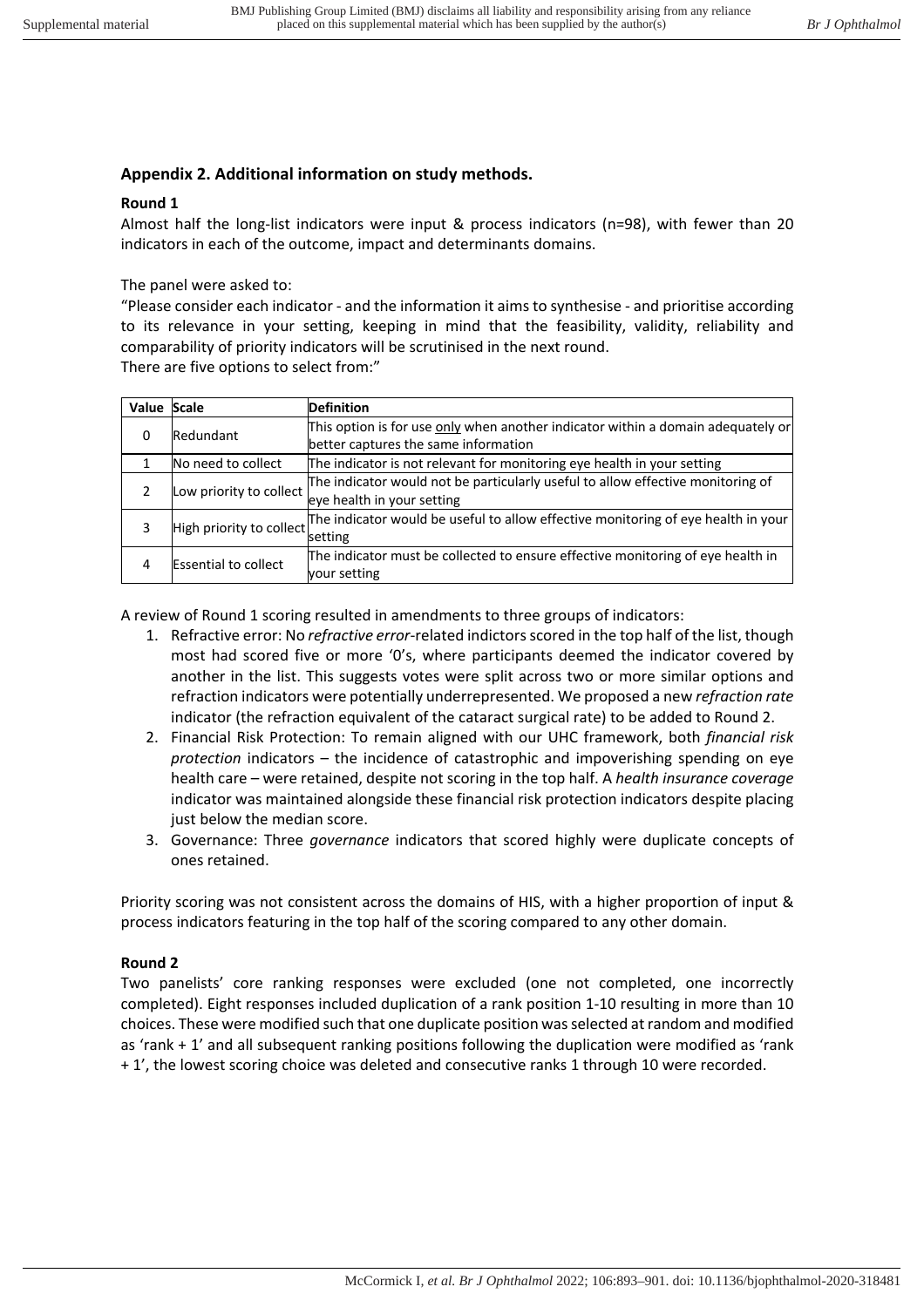## Appendix 2. Additional information on study methods.

### Round 1

Almost half the long-list indicators were input & process indicators (n=98), with fewer than 20 indicators in each of the outcome, impact and determinants domains.

The panel were asked to:

"Please consider each indicator - and the information it aims to synthesise - and prioritise according to its relevance in your setting, keeping in mind that the feasibility, validity, reliability and comparability of priority indicators will be scrutinised in the next round.

There are five options to select from:"

| Value | Scale | Definition |
|---|---|---|
| 0 | Redundant | This option is for use only when another indicator within a domain adequately or better captures the same information |
| 1 | No need to collect | The indicator is not relevant for monitoring eye health in your setting |
| 2 | Low priority to collect | The indicator would not be particularly useful to allow effective monitoring of eye health in your setting |
| 3 | High priority to collect | The indicator would be useful to allow effective monitoring of eye health in your setting |
| 4 | Essential to collect | The indicator must be collected to ensure effective monitoring of eye health in your setting |

A review of Round 1 scoring resulted in amendments to three groups of indicators:

1. Refractive error: No *refractive error*-related indictors scored in the top half of the list, though most had scored five or more '0's, where participants deemed the indicator covered by another in the list. This suggests votes were split across two or more similar options and refraction indicators were potentially underrepresented. We proposed a new *refraction rate* indicator (the refraction equivalent of the cataract surgical rate) to be added to Round 2.
2. Financial Risk Protection: To remain aligned with our UHC framework, both *financial risk protection* indicators – the incidence of catastrophic and impoverishing spending on eye health care – were retained, despite not scoring in the top half. A *health insurance coverage* indicator was maintained alongside these financial risk protection indicators despite placing just below the median score.
3. Governance: Three *governance* indicators that scored highly were duplicate concepts of ones retained.

Priority scoring was not consistent across the domains of HIS, with a higher proportion of input & process indicators featuring in the top half of the scoring compared to any other domain.

### Round 2

Two panelists' core ranking responses were excluded (one not completed, one incorrectly completed). Eight responses included duplication of a rank position 1-10 resulting in more than 10 choices. These were modified such that one duplicate position was selected at random and modified as 'rank + 1' and all subsequent ranking positions following the duplication were modified as 'rank + 1', the lowest scoring choice was deleted and consecutive ranks 1 through 10 were recorded.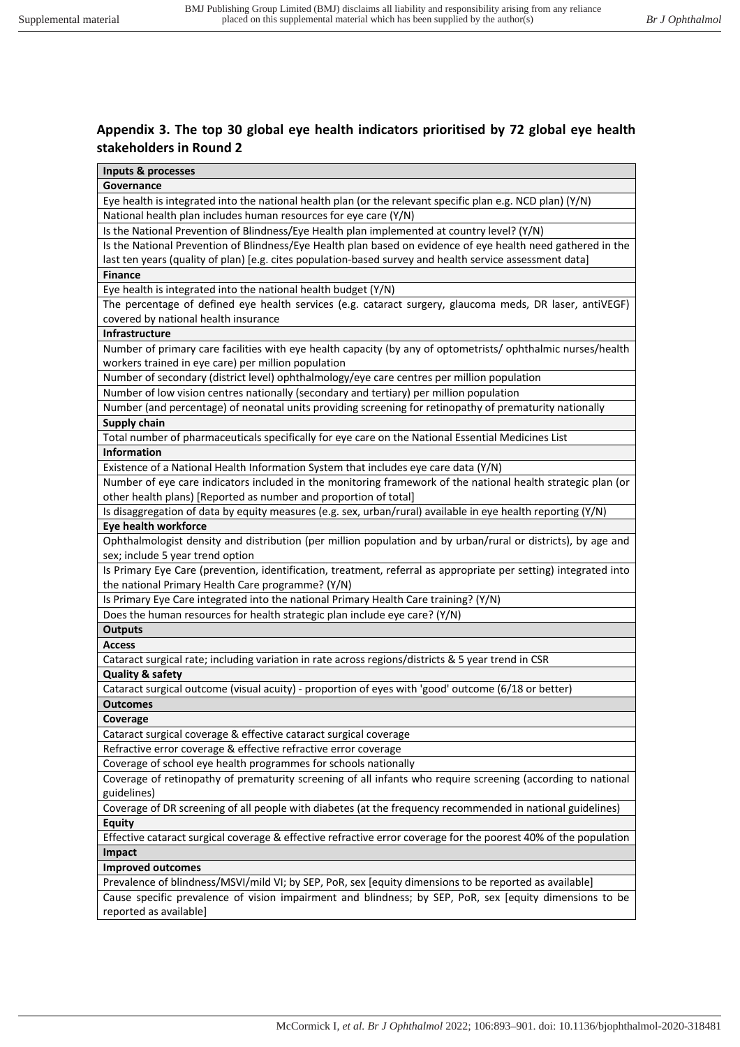## Appendix 3. The top 30 global eye health indicators prioritised by 72 global eye health stakeholders in Round 2

| **Inputs & processes** |
|---|
| **Governance** |
| Eye health is integrated into the national health plan (or the relevant specific plan e.g. NCD plan) (Y/N) |
| National health plan includes human resources for eye care (Y/N) |
| Is the National Prevention of Blindness/Eye Health plan implemented at country level? (Y/N) |
| Is the National Prevention of Blindness/Eye Health plan based on evidence of eye health need gathered in the last ten years (quality of plan) [e.g. cites population-based survey and health service assessment data] |
| **Finance** |
| Eye health is integrated into the national health budget (Y/N) |
| The percentage of defined eye health services (e.g. cataract surgery, glaucoma meds, DR laser, antiVEGF) covered by national health insurance |
| **Infrastructure** |
| Number of primary care facilities with eye health capacity (by any of optometrists/ ophthalmic nurses/health workers trained in eye care) per million population |
| Number of secondary (district level) ophthalmology/eye care centres per million population |
| Number of low vision centres nationally (secondary and tertiary) per million population |
| Number (and percentage) of neonatal units providing screening for retinopathy of prematurity nationally |
| **Supply chain** |
| Total number of pharmaceuticals specifically for eye care on the National Essential Medicines List |
| **Information** |
| Existence of a National Health Information System that includes eye care data (Y/N) |
| Number of eye care indicators included in the monitoring framework of the national health strategic plan (or other health plans) [Reported as number and proportion of total] |
| Is disaggregation of data by equity measures (e.g. sex, urban/rural) available in eye health reporting (Y/N) |
| **Eye health workforce** |
| Ophthalmologist density and distribution (per million population and by urban/rural or districts), by age and sex; include 5 year trend option |
| Is Primary Eye Care (prevention, identification, treatment, referral as appropriate per setting) integrated into the national Primary Health Care programme? (Y/N) |
| Is Primary Eye Care integrated into the national Primary Health Care training? (Y/N) |
| Does the human resources for health strategic plan include eye care? (Y/N) |
| **Outputs** |
| **Access** |
| Cataract surgical rate; including variation in rate across regions/districts & 5 year trend in CSR |
| **Quality & safety** |
| Cataract surgical outcome (visual acuity) - proportion of eyes with 'good' outcome (6/18 or better) |
| **Outcomes** |
| **Coverage** |
| Cataract surgical coverage & effective cataract surgical coverage |
| Refractive error coverage & effective refractive error coverage |
| Coverage of school eye health programmes for schools nationally |
| Coverage of retinopathy of prematurity screening of all infants who require screening (according to national guidelines) |
| Coverage of DR screening of all people with diabetes (at the frequency recommended in national guidelines) |
| **Equity** |
| Effective cataract surgical coverage & effective refractive error coverage for the poorest 40% of the population |
| **Impact** |
| **Improved outcomes** |
| Prevalence of blindness/MSVI/mild VI; by SEP, PoR, sex [equity dimensions to be reported as available] |
| Cause specific prevalence of vision impairment and blindness; by SEP, PoR, sex [equity dimensions to be reported as available] |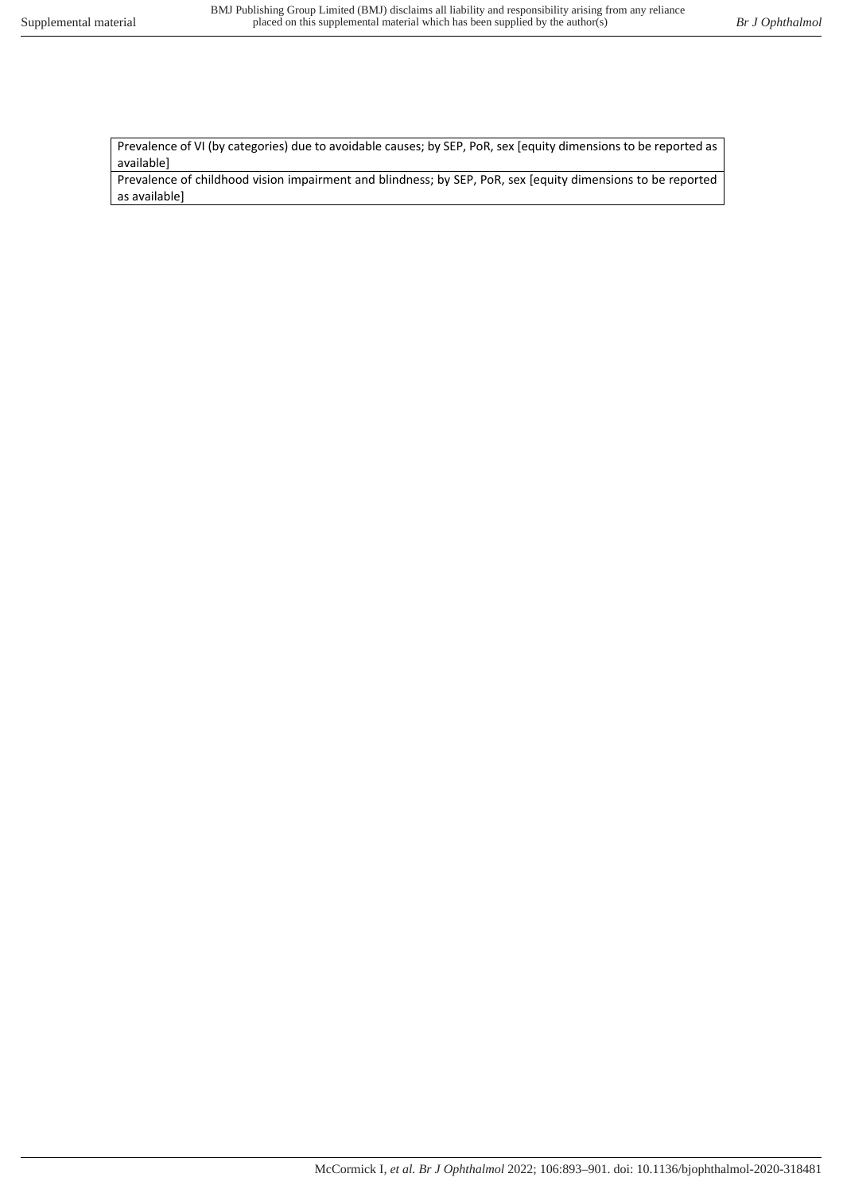| |
|---|
| Prevalence of VI (by categories) due to avoidable causes; by SEP, PoR, sex [equity dimensions to be reported as available] |
| Prevalence of childhood vision impairment and blindness; by SEP, PoR, sex [equity dimensions to be reported as available] |